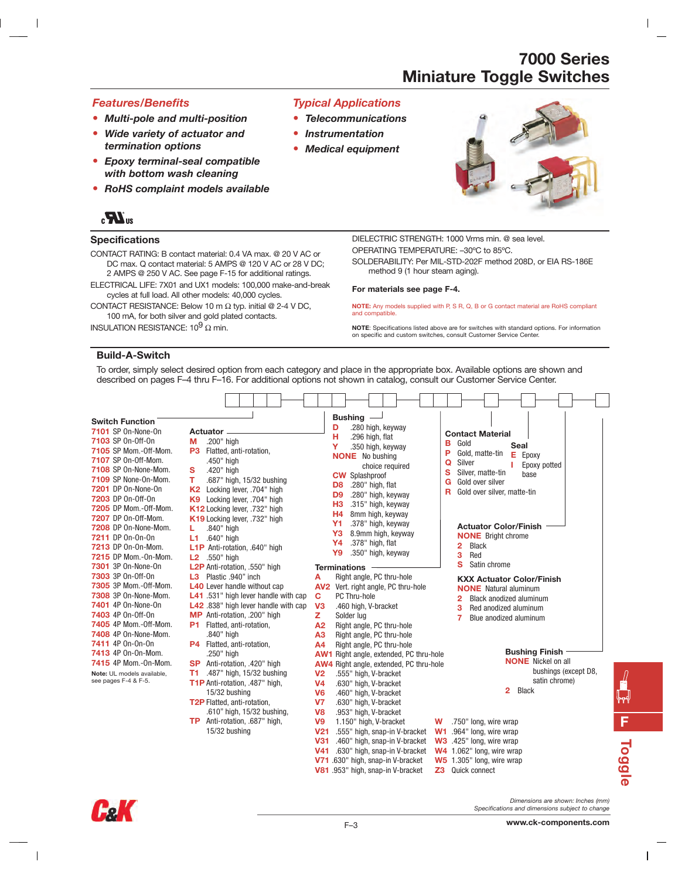# 7000 Series
# Miniature Toggle Switches

## Features/Benefits

- *Multi-pole and multi-position*
- *Wide variety of actuator and termination options*
- *Epoxy terminal-seal compatible with bottom wash cleaning*
- *RoHS complaint models available*

## Typical Applications

- *Telecommunications*
- *Instrumentation*
- *Medical equipment*

## Specifications

CONTACT RATING: B contact material: 0.4 VA max. @ 20 V AC or DC max. Q contact material: 5 AMPS @ 120 V AC or 28 V DC; 2 AMPS @ 250 V AC. See page F-15 for additional ratings.

ELECTRICAL LIFE: 7X01 and UX1 models: 100,000 make-and-break cycles at full load. All other models: 40,000 cycles.

CONTACT RESISTANCE: Below 10 m Ω typ. initial @ 2-4 V DC, 100 mA, for both silver and gold plated contacts.

INSULATION RESISTANCE: $10^9$ Ω min.

DIELECTRIC STRENGTH: 1000 Vrms min. @ sea level.

OPERATING TEMPERATURE: –30ºC to 85ºC.

SOLDERABILITY: Per MIL-STD-202F method 208D, or EIA RS-186E method 9 (1 hour steam aging).

**For materials see page F-4.**

**NOTE:** Any models supplied with P, S R, Q, B or G contact material are RoHS compliant and compatible.

**NOTE**: Specifications listed above are for switches with standard options. For information on specific and custom switches, consult Customer Service Center.

## Build-A-Switch

To order, simply select desired option from each category and place in the appropriate box. Available options are shown and described on pages F–4 thru F–16. For additional options not shown in catalog, consult our Customer Service Center.

### Switch Function

- **7101** SP On-None-On
- **7103** SP On-Off-On
- **7105** SP Mom.-Off-Mom.
- **7107** SP On-Off-Mom.
- **7108** SP On-None-Mom.
- **7109** SP None-On-Mom.
- **7201** DP On-None-On
- **7203** DP On-Off-On
- **7205** DP Mom.-Off-Mom.
- **7207** DP On-Off-Mom.
- **7208** DP On-None-Mom.
- **7211** DP On-On-On
- **7213** DP On-On-Mom.
- **7215** DP Mom.-On-Mom.
- **7301** 3P On-None-On
- **7303** 3P On-Off-On
- **7305** 3P Mom.-Off-Mom.
- **7308** 3P On-None-Mom.
- **7401** 4P On-None-On
- **7403** 4P On-Off-On
- **7405** 4P Mom.-Off-Mom.
- **7408** 4P On-None-Mom.
- **7411** 4P On-On-On
- **7413** 4P On-On-Mom.
- **7415** 4P Mom.-On-Mom.

**Note:** UL models available, see pages F-4 & F-5.

### Actuator

- **M** .200" high
- **P3** Flatted, anti-rotation, .450" high
- **S** .420" high
- **T** .687" high, 15/32 bushing
- **K2** Locking lever, .704" high
- **K9** Locking lever, .704" high
- **K12** Locking lever, .732" high
- **K19** Locking lever, .732" high
- **L** .840" high
- **L1** .640" high
- **L1P** Anti-rotation, .640" high
- **L2** .550" high
- **L2P** Anti-rotation, .550" high
- **L3** Plastic .940" inch
- **L40** Lever handle without cap
- **L41** .531" high lever handle with cap
- **L42** .838" high lever handle with cap
- **MP** Anti-rotation, .200" high
- **P1** Flatted, anti-rotation, .840" high
- **P4** Flatted, anti-rotation, .250" high
- **SP** Anti-rotation, .420" high
- **T1** .487" high, 15/32 bushing
- **T1P** Anti-rotation, .487" high, 15/32 bushing
- **T2P** Flatted, anti-rotation, .610" high, 15/32 bushing,
- **TP** Anti-rotation, .687" high, 15/32 bushing

### Bushing

- **D** .280 high, keyway
- **H** .296 high, flat
- **Y** .350 high, keyway
- **NONE** No bushing choice required
- **CW** Splashproof
- **D8** .280" high, flat
- **D9** .280" high, keyway
- **H3** .315" high, keyway
- **H4** 8mm high, keyway
- **Y1** .378" high, keyway
- **Y3** 8.9mm high, keyway
- **Y4** .378" high, flat
- **Y9** .350" high, keyway

### Terminations

- **A** Right angle, PC thru-hole
- **AV2** Vert. right angle, PC thru-hole
- **C** PC Thru-hole
- **V3** .460 high, V-bracket
- **Z** Solder lug
- **A2** Right angle, PC thru-hole
- **A3** Right angle, PC thru-hole
- **A4** Right angle, PC thru-hole
- **AW1** Right angle, extended, PC thru-hole
- **AW4** Right angle, extended, PC thru-hole
- **V2** .555" high, V-bracket
- **V4** .630" high, V-bracket
- **V6** .460" high, V-bracket
- **V7** .630" high, V-bracket
- **V8** .953" high, V-bracket
- **V9** 1.150" high, V-bracket
- **V21** .555" high, snap-in V-bracket
- **V31** .460" high, snap-in V-bracket
- **V41** .630" high, snap-in V-bracket
- **V71** .630" high, snap-in V-bracket
- **V81** .953" high, snap-in V-bracket
- **W** .750" long, wire wrap
- **W1** .964" long, wire wrap
- **W3** .425" long, wire wrap
- **W4** 1.062" long, wire wrap
- **W5** 1.305" long, wire wrap
- **Z3** Quick connect

### Contact Material

- **B** Gold
- **P** Gold, matte-tin
- **Q** Silver
- **S** Silver, matte-tin
- **G** Gold over silver
- **R** Gold over silver, matte-tin

### Seal

- **E** Epoxy
- **I** Epoxy potted base

### Actuator Color/Finish

- **NONE** Bright chrome
- **2** Black
- **3** Red
- **S** Satin chrome

### KXX Actuator Color/Finish

- **NONE** Natural aluminum
- **2** Black anodized aluminum
- **3** Red anodized aluminum
- **7** Blue anodized aluminum

### Bushing Finish

- **NONE** Nickel on all bushings (except D8, satin chrome)
- **2** Black

*Dimensions are shown: Inches (mm)*
*Specifications and dimensions subject to change*

www.ck-components.com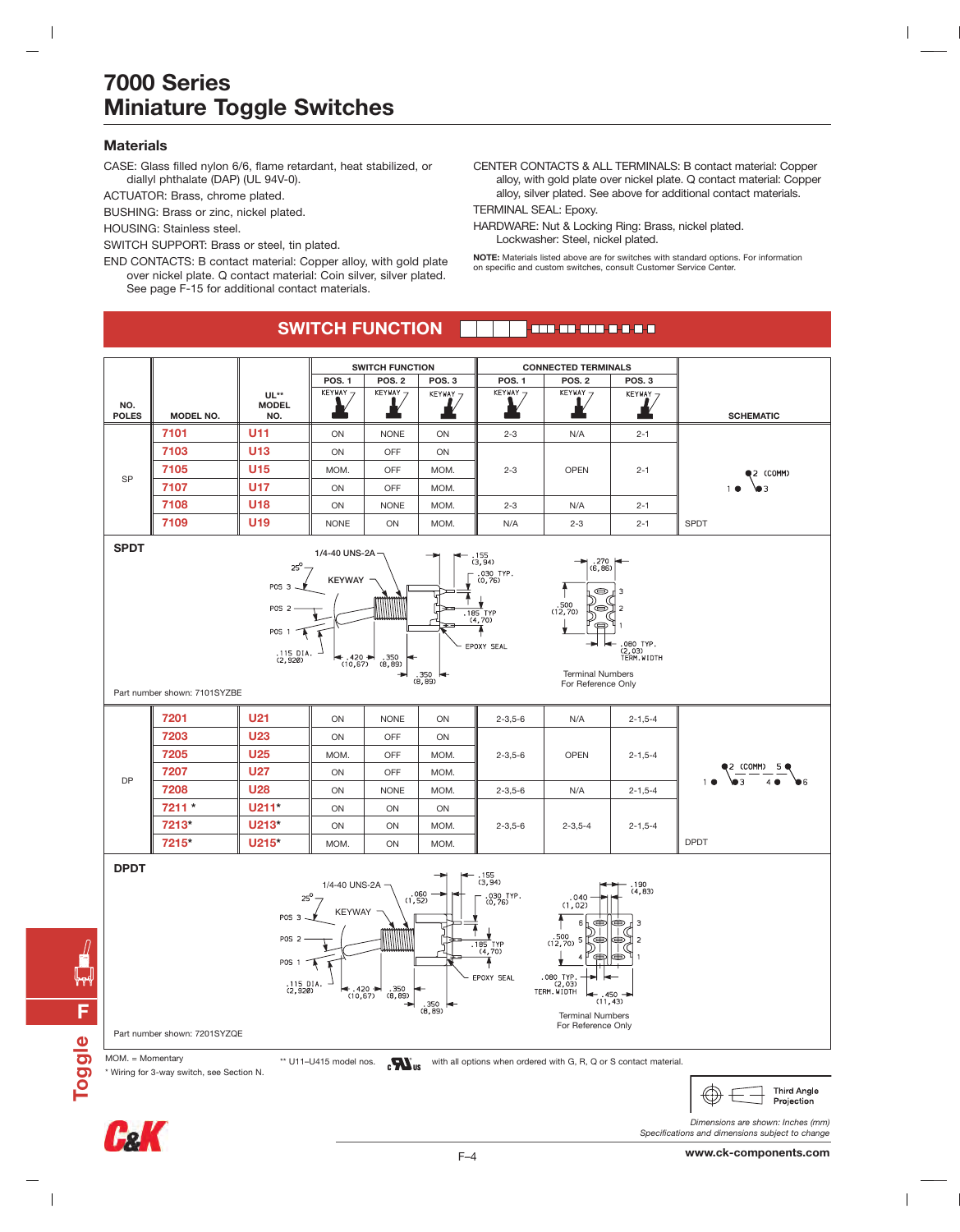# 7000 Series
# Miniature Toggle Switches

## Materials

CASE: Glass filled nylon 6/6, flame retardant, heat stabilized, or diallyl phthalate (DAP) (UL 94V-0).

ACTUATOR: Brass, chrome plated.

BUSHING: Brass or zinc, nickel plated.

HOUSING: Stainless steel.

SWITCH SUPPORT: Brass or steel, tin plated.

END CONTACTS: B contact material: Copper alloy, with gold plate over nickel plate. Q contact material: Coin silver, silver plated. See page F-15 for additional contact materials.

CENTER CONTACTS & ALL TERMINALS: B contact material: Copper alloy, with gold plate over nickel plate. Q contact material: Copper alloy, silver plated. See above for additional contact materials.

TERMINAL SEAL: Epoxy.

HARDWARE: Nut & Locking Ring: Brass, nickel plated. Lockwasher: Steel, nickel plated.

**NOTE:** Materials listed above are for switches with standard options. For information on specific and custom switches, consult Customer Service Center.

## SWITCH FUNCTION

| NO. POLES | MODEL NO. | UL** MODEL NO. | SWITCH FUNCTION POS. 1 | POS. 2 | POS. 3 | CONNECTED TERMINALS POS. 1 | POS. 2 | POS. 3 | SCHEMATIC |
|---|---|---|---|---|---|---|---|---|---|
| SP | 7101 | U11 | ON | NONE | ON | 2-3 | N/A | 2-1 | SPDT |
| | 7103 | U13 | ON | OFF | ON | 2-3 | OPEN | 2-1 | |
| | 7105 | U15 | MOM. | OFF | MOM. | | | | |
| | 7107 | U17 | ON | OFF | MOM. | | | | |
| | 7108 | U18 | ON | NONE | MOM. | 2-3 | N/A | 2-1 | |
| | 7109 | U19 | NONE | ON | MOM. | N/A | 2-3 | 2-1 | |

### SPDT

1/4-40 UNS-2A, 25°, KEYWAY, POS 3, POS 2, POS 1, .115 DIA. (2,920), .420 (10,67), .350 (8,89), .350 (8,89), .155 (3,94), .030 TYP. (0,76), .185 TYP (4,70), EPOXY SEAL, .270 (6,86), .500 (12,70), .080 TYP. (2,03) TERM. WIDTH

Terminal Numbers For Reference Only

Part number shown: 7101SYZBE

| NO. POLES | MODEL NO. | UL** MODEL NO. | SWITCH FUNCTION POS. 1 | POS. 2 | POS. 3 | CONNECTED TERMINALS POS. 1 | POS. 2 | POS. 3 | SCHEMATIC |
|---|---|---|---|---|---|---|---|---|---|
| DP | 7201 | U21 | ON | NONE | ON | 2-3,5-6 | N/A | 2-1,5-4 | DPDT |
| | 7203 | U23 | ON | OFF | ON | 2-3,5-6 | OPEN | 2-1,5-4 | |
| | 7205 | U25 | MOM. | OFF | MOM. | | | | |
| | 7207 | U27 | ON | OFF | MOM. | | | | |
| | 7208 | U28 | ON | NONE | MOM. | 2-3,5-6 | N/A | 2-1,5-4 | |
| | 7211 * | U211* | ON | ON | ON | 2-3,5-6 | 2-3,5-4 | 2-1,5-4 | |
| | 7213* | U213* | ON | ON | MOM. | | | | |
| | 7215* | U215* | MOM. | ON | MOM. | | | | |

### DPDT

1/4-40 UNS-2A, 25°, KEYWAY, POS 3, POS 2, POS 1, .115 DIA. (2,920), .420 (10,67), .350 (8,89), .350 (8,89), .060 (1,52), .155 (3,94), .030 TYP. (0,76), .185 TYP (4,70), EPOXY SEAL, .040 (1,02), .190 (4,83), .500 (12,70), .080 TYP. (2,03) TERM. WIDTH, .450 (11,43)

Terminal Numbers For Reference Only

Part number shown: 7201SYZQE

MOM. = Momentary

\* Wiring for 3-way switch, see Section N.

** U11–U415 model nos. cULus with all options when ordered with G, R, Q or S contact material.

Third Angle Projection

*Dimensions are shown: Inches (mm)*
*Specifications and dimensions subject to change*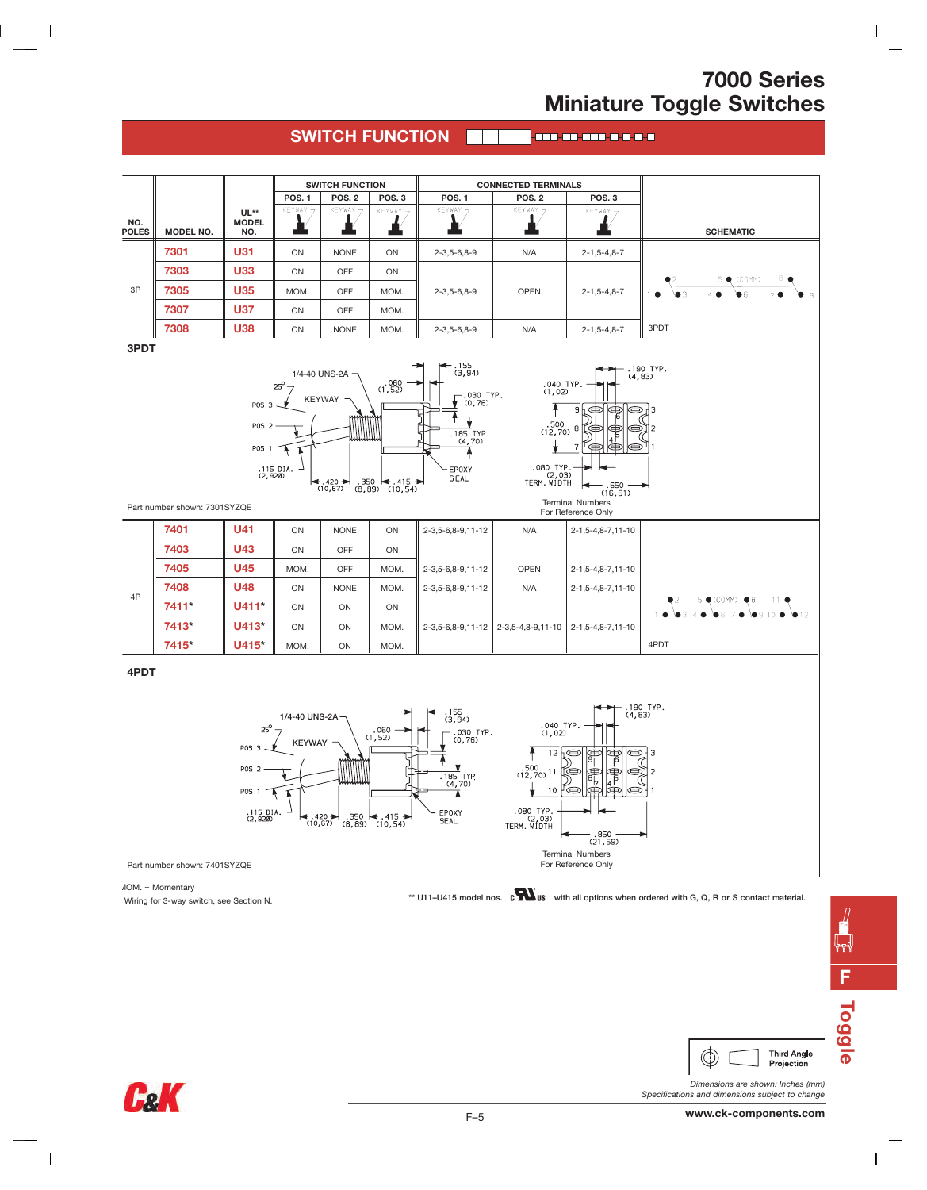# 7000 Series
# Miniature Toggle Switches

## SWITCH FUNCTION

| NO. POLES | MODEL NO. | UL** MODEL NO. | SWITCH FUNCTION POS. 1 | POS. 2 | POS. 3 | CONNECTED TERMINALS POS. 1 | POS. 2 | POS. 3 | SCHEMATIC |
|---|---|---|---|---|---|---|---|---|---|
| 3P | 7301 | U31 | ON | NONE | ON | 2-3,5-6,8-9 | N/A | 2-1,5-4,8-7 | 3PDT |
| | 7303 | U33 | ON | OFF | ON | 2-3,5-6,8-9 | OPEN | 2-1,5-4,8-7 | |
| | 7305 | U35 | MOM. | OFF | MOM. | | | | |
| | 7307 | U37 | ON | OFF | MOM. | | | | |
| | 7308 | U38 | ON | NONE | MOM. | 2-3,5-6,8-9 | N/A | 2-1,5-4,8-7 | |

### 3PDT

Part number shown: 7301SYZQE

Terminal Numbers For Reference Only

| NO. POLES | MODEL NO. | UL** MODEL NO. | POS. 1 | POS. 2 | POS. 3 | POS. 1 | POS. 2 | POS. 3 | SCHEMATIC |
|---|---|---|---|---|---|---|---|---|---|
| 4P | 7401 | U41 | ON | NONE | ON | 2-3,5-6,8-9,11-12 | N/A | 2-1,5-4,8-7,11-10 | 4PDT |
| | 7403 | U43 | ON | OFF | ON | 2-3,5-6,8-9,11-12 | OPEN | 2-1,5-4,8-7,11-10 | |
| | 7405 | U45 | MOM. | OFF | MOM. | | | | |
| | 7408 | U48 | ON | NONE | MOM. | 2-3,5-6,8-9,11-12 | N/A | 2-1,5-4,8-7,11-10 | |
| | 7411* | U411* | ON | ON | ON | 2-3,5-6,8-9,11-12 | 2-3,5-4,8-9,11-10 | 2-1,5-4,8-7,11-10 | |
| | 7413* | U413* | ON | ON | MOM. | | | | |
| | 7415* | U415* | MOM. | ON | MOM. | | | | |

### 4PDT

Part number shown: 7401SYZQE

Terminal Numbers For Reference Only

MOM. = Momentary

Wiring for 3-way switch, see Section N.

** U11–U415 model nos. c UL us with all options when ordered with G, Q, R or S contact material.

Dimensions are shown: Inches (mm)
Specifications and dimensions subject to change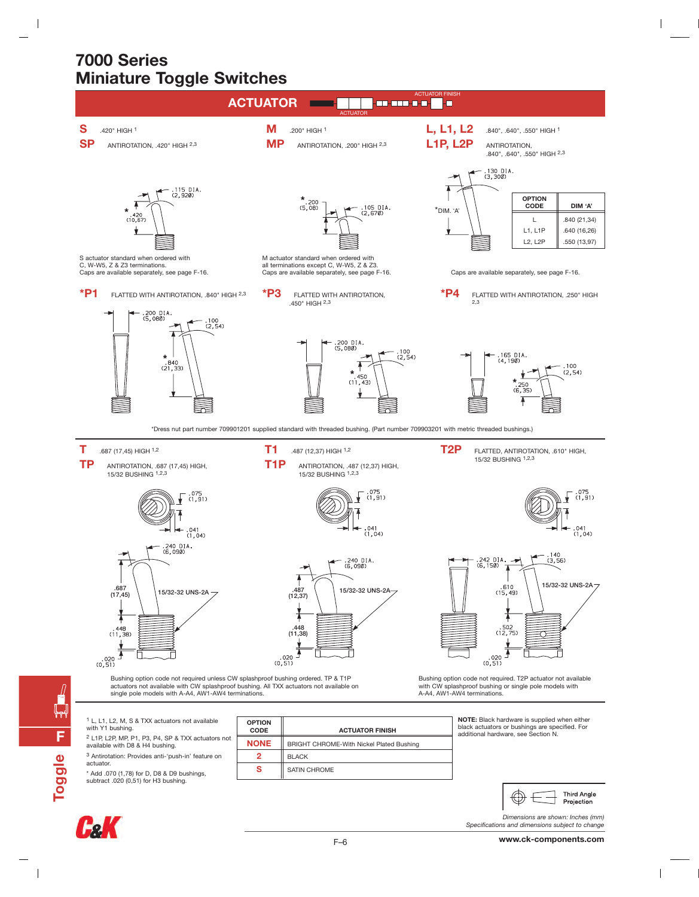# 7000 Series
# Miniature Toggle Switches

## ACTUATOR

**S** .420" HIGH [1]
**SP** ANTIROTATION, .420" HIGH [2,3]

.115 DIA. (2,920)
* .420 (10,67)

S actuator standard when ordered with C, W-W5, Z & Z3 terminations.
Caps are available separately, see page F-16.

**M** .200" HIGH [1]
**MP** ANTIROTATION, .200" HIGH [2,3]

* .200 (5,08)
.105 DIA. (2,670)

M actuator standard when ordered with all terminations except C, W-W5, Z & Z3.
Caps are available separately, see page F-16.

**L, L1, L2** .840", .640", .550" HIGH [1]
**L1P, L2P** ANTIROTATION, .840", .640", .550" HIGH [2,3]

.130 DIA. (3,300)
*DIM. 'A'

| OPTION CODE | DIM 'A' |
|---|---|
| L | .840 (21,34) |
| L1, L1P | .640 (16,26) |
| L2, L2P | .550 (13,97) |

Caps are available separately, see page F-16.

**\*P1** FLATTED WITH ANTIROTATION, .840" HIGH [2,3]

.200 DIA. (5,080)
.100 (2,54)
* .840 (21,33)

**\*P3** FLATTED WITH ANTIROTATION, .450" HIGH [2,3]

.200 DIA. (5,080)
.100 (2,54)
* .450 (11,43)

**\*P4** FLATTED WITH ANTIROTATION, .250" HIGH [2,3]

.165 DIA. (4,190)
.100 (2,54)
* .250 (6,35)

*Dress nut part number 709901201 supplied standard with threaded bushing. (Part number 709903201 with metric threaded bushings.)

**T** .687 (17,45) HIGH [1,2]
**TP** ANTIROTATION, .687 (17,45) HIGH, 15/32 BUSHING [1,2,3]

.075 (1,91)
.041 (1,04)
.240 DIA. (6,090)
.687 (17,45)
15/32-32 UNS-2A
.448 (11,38)
.020 (0,51)

**T1** .487 (12,37) HIGH [1,2]
**T1P** ANTIROTATION, .487 (12,37) HIGH, 15/32 BUSHING [1,2,3]

.075 (1,91)
.041 (1,04)
.240 DIA. (6,090)
.487 (12,37)
15/32-32 UNS-2A
.448 (11,38)
.020 (0,51)

Bushing option code not required unless CW splashproof bushing ordered. TP & T1P actuators not available with CW splashproof bushing. All TXX actuators not available on single pole models with A-A4, AW1-AW4 terminations.

**T2P** FLATTED, ANTIROTATION, .610" HIGH, 15/32 BUSHING [1,2,3]

.075 (1,91)
.041 (1,04)
.242 DIA. (6,150)
.140 (3,56)
.610 (15,49)
15/32-32 UNS-2A
.502 (12,75)
.020 (0,51)

Bushing option code not required. T2P actuator not available with CW splashproof bushing or single pole models with A-A4, AW1-AW4 terminations.

[1] L, L1, L2, M, S & TXX actuators not available with Y1 bushing.
[2] L1P, L2P, MP, P1, P3, P4, SP & TXX actuators not available with D8 & H4 bushing.
[3] Antirotation: Provides anti-'push-in' feature on actuator.
* Add .070 (1,78) for D, D8 & D9 bushings, subtract .020 (0,51) for H3 bushing.

| OPTION CODE | ACTUATOR FINISH |
|---|---|
| NONE | BRIGHT CHROME-With Nickel Plated Bushing |
| 2 | BLACK |
| S | SATIN CHROME |

**NOTE:** Black hardware is supplied when either black actuators or bushings are specified. For additional hardware, see Section N.

Third Angle Projection

*Dimensions are shown: Inches (mm)*
*Specifications and dimensions subject to change*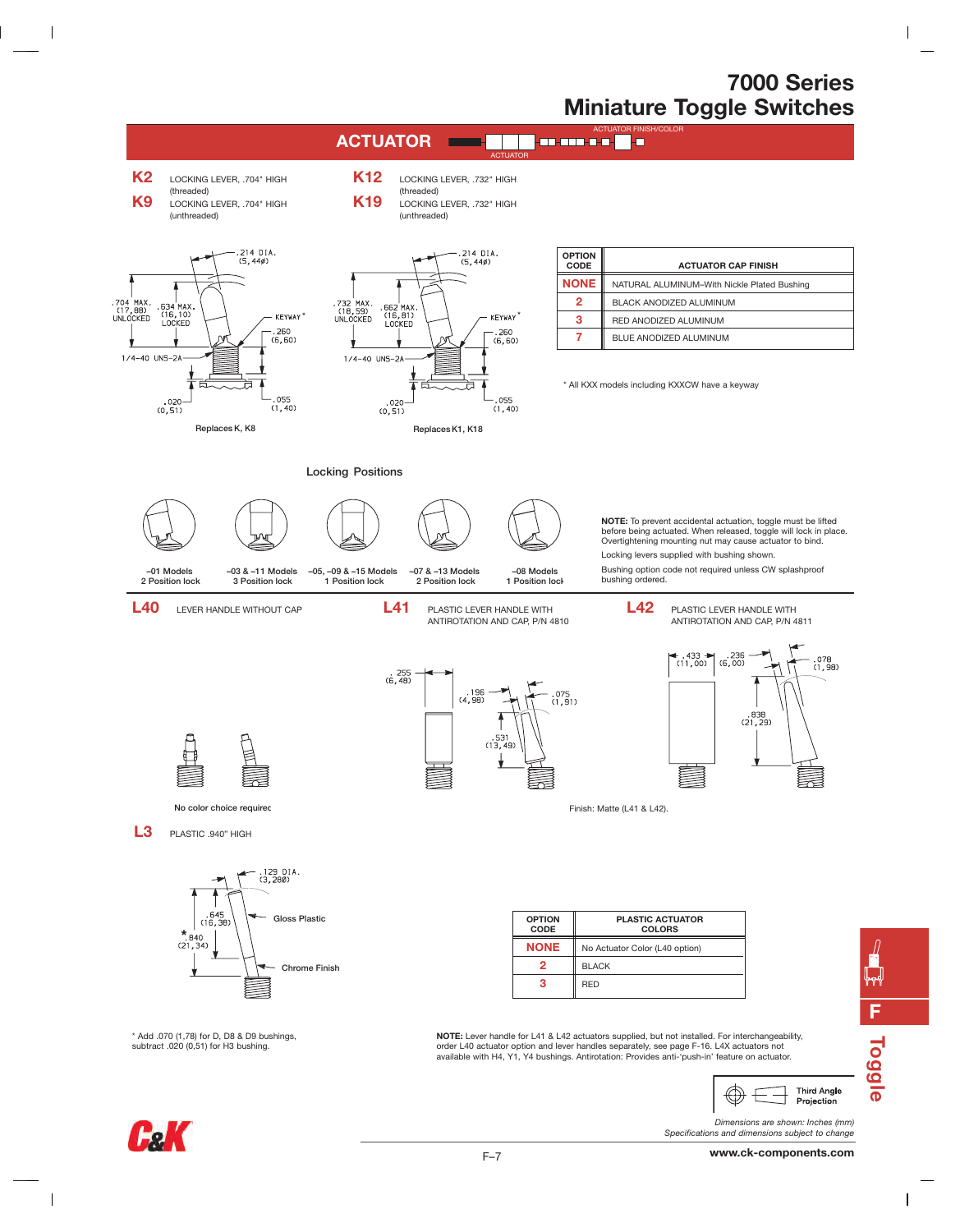# 7000 Series
# Miniature Toggle Switches

## ACTUATOR

**K2** LOCKING LEVER, .704" HIGH (threaded)

**K9** LOCKING LEVER, .704" HIGH (unthreaded)

**K12** LOCKING LEVER, .732" HIGH (threaded)

**K19** LOCKING LEVER, .732" HIGH (unthreaded)

Replaces K, K8

Replaces K1, K18

| OPTION CODE | ACTUATOR CAP FINISH |
|---|---|
| NONE | NATURAL ALUMINUM–With Nickle Plated Bushing |
| 2 | BLACK ANODIZED ALUMINUM |
| 3 | RED ANODIZED ALUMINUM |
| 7 | BLUE ANODIZED ALUMINUM |

* All KXX models including KXXCW have a keyway

### Locking Positions

–01 Models 2 Position lock

–03 & –11 Models 3 Position lock

–05, –09 & –15 Models 1 Position lock

–07 & –13 Models 2 Position lock

–08 Models 1 Position lock

**NOTE:** To prevent accidental actuation, toggle must be lifted before being actuated. When released, toggle will lock in place. Overtightening mounting nut may cause actuator to bind.

Locking levers supplied with bushing shown.

Bushing option code not required unless CW splashproof bushing ordered.

**L40** LEVER HANDLE WITHOUT CAP

No color choice required

**L41** PLASTIC LEVER HANDLE WITH ANTIROTATION AND CAP, P/N 4810

**L42** PLASTIC LEVER HANDLE WITH ANTIROTATION AND CAP, P/N 4811

Finish: Matte (L41 & L42).

**L3** PLASTIC .940" HIGH

Gloss Plastic

Chrome Finish

* Add .070 (1,78) for D, D8 & D9 bushings, subtract .020 (0,51) for H3 bushing.

| OPTION CODE | PLASTIC ACTUATOR COLORS |
|---|---|
| NONE | No Actuator Color (L40 option) |
| 2 | BLACK |
| 3 | RED |

**NOTE:** Lever handle for L41 & L42 actuators supplied, but not installed. For interchangeability, order L40 actuator option and lever handles separately, see page F-16. L4X actuators not available with H4, Y1, Y4 bushings. Antirotation: Provides anti-'push-in' feature on actuator.

Third Angle Projection

*Dimensions are shown: Inches (mm)*
*Specifications and dimensions subject to change*

www.ck-components.com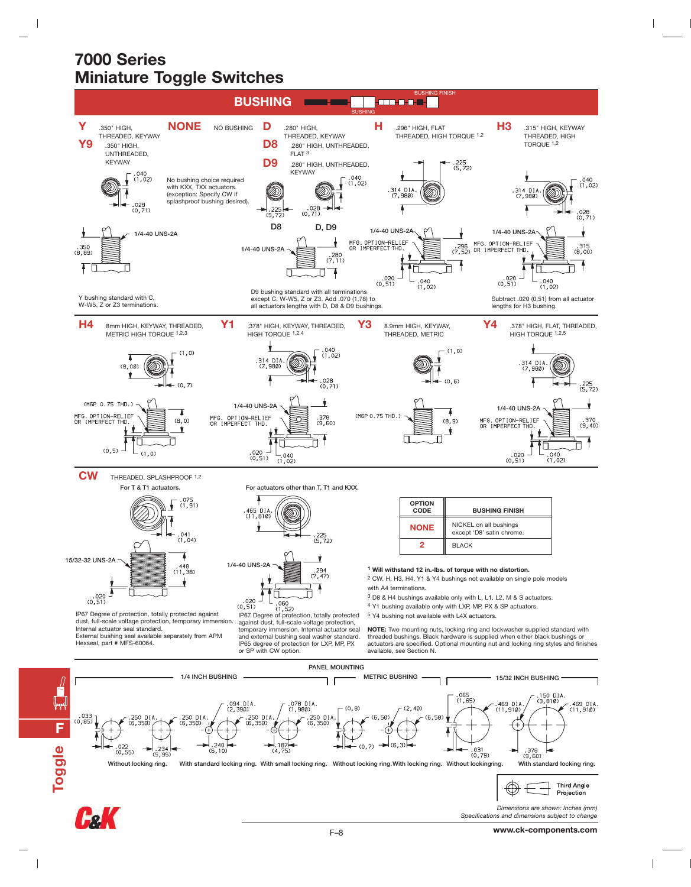# 7000 Series
# Miniature Toggle Switches

## BUSHING

**Y** .350" HIGH, THREADED, KEYWAY

**Y9** .350" HIGH, UNTHREADED, KEYWAY

.040 (1,02)
.028 (0,71)
1/4-40 UNS-2A
.350 (8,89)

Y bushing standard with C, W-W5, Z or Z3 terminations.

**NONE** NO BUSHING

No bushing choice required with KXX, TXX actuators. (exception: Specify CW if splashproof bushing desired).

**D** .280" HIGH, THREADED, KEYWAY

**D8** .280" HIGH, UNTHREADED, FLAT [3]

**D9** .280" HIGH, UNTHREADED, KEYWAY

.040 (1,02)
.225 (5,72)
.028 (0,71)
D8 D, D9
1/4-40 UNS-2A
.280 (7,11)

D9 bushing standard with all terminations except C, W-W5, Z or Z3. Add .070 (1,78) to all actuators lengths with D, D8 & D9 bushings.

**H** .296" HIGH, FLAT THREADED, HIGH TORQUE [1,2]

.225 (5,72)
.314 DIA. (7,980)
1/4-40 UNS-2A
MFG. OPTION-RELIEF OR IMPERFECT THD.
.296 (7,52)
.020 (0,51)
.040 (1,02)

**H3** .315" HIGH, KEYWAY THREADED, HIGH TORQUE [1,2]

.040 (1,02)
.314 DIA. (7,980)
.028 (0,71)
1/4-40 UNS-2A
MFG. OPTION-RELIEF OR IMPERFECT THD.
.315 (8,00)
.020 (0,51)
.040 (1,02)

Subtract .020 (0,51) from all actuator lengths for H3 bushing.

**H4** 8mm HIGH, KEYWAY, THREADED, METRIC HIGH TORQUE [1,2,3]

(1,0)
(8,00)
(0,7)
(M6P 0.75 THD.)
MFG. OPTION-RELIEF OR IMPERFECT THD.
(8,0)
(0,5)
(1,0)

**Y1** .378" HIGH, KEYWAY, THREADED, HIGH TORQUE [1,2,4]

.040 (1,02)
.314 DIA. (7,980)
.028 (0,71)
1/4-40 UNS-2A
MFG. OPTION-RELIEF OR IMPERFECT THD.
.378 (9,60)
.020 (0,51)
.040 (1,02)

**Y3** 8.9mm HIGH, KEYWAY, THREADED, METRIC

(1,0)
(0,6)
(M6P 0.75 THD.)
(8,9)

**Y4** .378" HIGH, FLAT, THREADED, HIGH TORQUE [1,2,5]

.314 DIA. (7,980)
.225 (5,72)
1/4-40 UNS-2A
MFG. OPTION-RELIEF OR IMPERFECT THD.
.370 (9,40)
.020 (0,51)
.040 (1,02)

**CW** THREADED, SPLASHPROOF [1,2]

For T & T1 actuators.

.075 (1,91)
.041 (1,04)
15/32-32 UNS-2A
.448 (11,38)
.020 (0,51)

IP67 Degree of protection, totally protected against dust, full-scale voltage protection, temporary immersion. Internal actuator seal standard.
External bushing seal available separately from APM Hexseal, part # MFS-60064.

For actuators other than T, T1 and KXX.

.465 DIA. (11,810)
.225 (5,72)
1/4-40 UNS-2A
.294 (7,47)
.020 (0,51)
.060 (1,52)

IP67 Degree of protection, totally protected against dust, full-scale voltage protection, temporary immersion. Internal actuator seal and external bushing seal washer standard. IP65 degree of protection for LXP, MP, PX or SP with CW option.

| OPTION CODE | BUSHING FINISH |
|---|---|
| NONE | NICKEL on all bushings except 'D8' satin chrome. |
| 2 | BLACK |

[1] **Will withstand 12 in.-lbs. of torque with no distortion.**
[2] CW. H, H3, H4, Y1 & Y4 bushings not available on single pole models with A4 terminations.
[3] D8 & H4 bushings available only with L, L1, L2, M & S actuators.
[4] Y1 bushing available only with LXP, MP, PX & SP actuators.
[5] Y4 bushing not available with L4X actuators.

**NOTE:** Two mounting nuts, locking ring and lockwasher supplied standard with threaded bushings. Black hardware is supplied when either black bushings or actuators are specified. Optional mounting nut and locking ring styles and finishes available, see Section N.

## PANEL MOUNTING

### 1/4 INCH BUSHING

.033 (0,85)
.250 DIA. (6,350)
.022 (0,55)

Without locking ring.

.250 DIA. (6,350)
.234 (5,95)
.094 DIA. (2,390)
.240 (6,10)

With standard locking ring.

.250 DIA. (6,350)
.078 DIA. (1,980)
.187 (4,75)

With small locking ring.

### METRIC BUSHING

(0,8)
(6,50)
(0,7)

Without locking ring.

(2,40)
(6,50)
(6,3)

With locking ring.

### 15/32 INCH BUSHING

.065 (1,65)
.469 DIA. (11,910)
.031 (0,79)

Without lockingring.

.150 DIA. (3,810)
.469 DIA. (11,910)
.378 (9,60)

With standard locking ring.

Third Angle Projection

*Dimensions are shown: Inches (mm)*
*Specifications and dimensions subject to change*

**www.ck-components.com**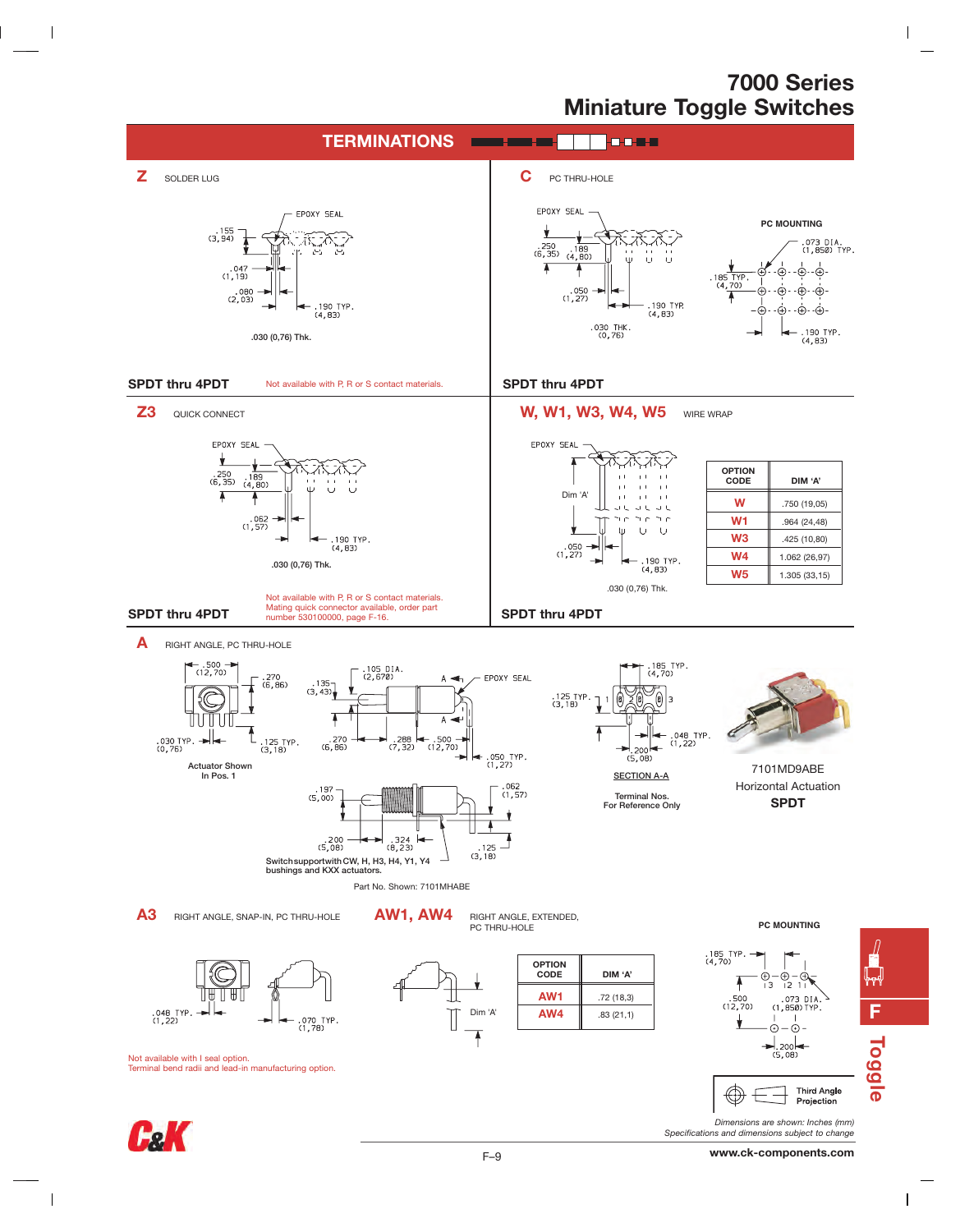# 7000 Series
# Miniature Toggle Switches

## TERMINATIONS

**Z** SOLDER LUG

EPOXY SEAL

.155 (3,94)

.047 (1,19)

.080 (2,03)

.190 TYP. (4,83)

.030 (0,76) Thk.

**SPDT thru 4PDT**

Not available with P, R or S contact materials.

**C** PC THRU-HOLE

EPOXY SEAL

.250 (6,35) .189 (4,80)

.050 (1,27)

.190 TYP. (4,83)

.030 THK. (0,76)

PC MOUNTING

.073 DIA. (1,850) TYP.

.185 TYP. (4,70)

.190 TYP. (4,83)

**SPDT thru 4PDT**

**Z3** QUICK CONNECT

EPOXY SEAL

.250 (6,35) .189 (4,80)

.062 (1,57)

.190 TYP. (4,83)

.030 (0,76) Thk.

**SPDT thru 4PDT**

Not available with P, R or S contact materials.
Mating quick connector available, order part number 530100000, page F-16.

**W, W1, W3, W4, W5** WIRE WRAP

EPOXY SEAL

Dim 'A'

.050 (1,27)

.190 TYP. (4,83)

.030 (0,76) Thk.

| OPTION CODE | DIM 'A' |
|---|---|
| W | .750 (19,05) |
| W1 | .964 (24,48) |
| W3 | .425 (10,80) |
| W4 | 1.062 (26,97) |
| W5 | 1.305 (33,15) |

**SPDT thru 4PDT**

**A** RIGHT ANGLE, PC THRU-HOLE

.500 (12,70) .270 (6,86) .135 (3,43) .105 DIA. (2,670) EPOXY SEAL

.030 TYP. (0,76) .125 TYP. (3,18) .270 (6,86) .288 (7,32) .500 (12,70) .050 TYP. (1,27)

Actuator Shown In Pos. 1

.197 (5,00) .062 (1,57) .200 (5,08) .324 (8,23) .125 (3,18)

Switch support with CW, H, H3, H4, Y1, Y4 bushings and KXX actuators.

Part No. Shown: 7101MHABE

.185 TYP. (4,70) .125 TYP. (3,18) .048 TYP. (1,22) .200 (5,08)

SECTION A-A

Terminal Nos. For Reference Only

7101MD9ABE
Horizontal Actuation
**SPDT**

**A3** RIGHT ANGLE, SNAP-IN, PC THRU-HOLE

.048 TYP. (1,22) .070 TYP. (1,78)

Not available with I seal option.
Terminal bend radii and lead-in manufacturing option.

**AW1, AW4** RIGHT ANGLE, EXTENDED, PC THRU-HOLE

Dim 'A'

| OPTION CODE | DIM 'A' |
|---|---|
| AW1 | .72 (18,3) |
| AW4 | .83 (21,1) |

PC MOUNTING

.185 TYP. (4,70) .500 (12,70) .073 DIA. (1,850) TYP. .200 (5,08)

Third Angle Projection

*Dimensions are shown: Inches (mm)*
*Specifications and dimensions subject to change*

www.ck-components.com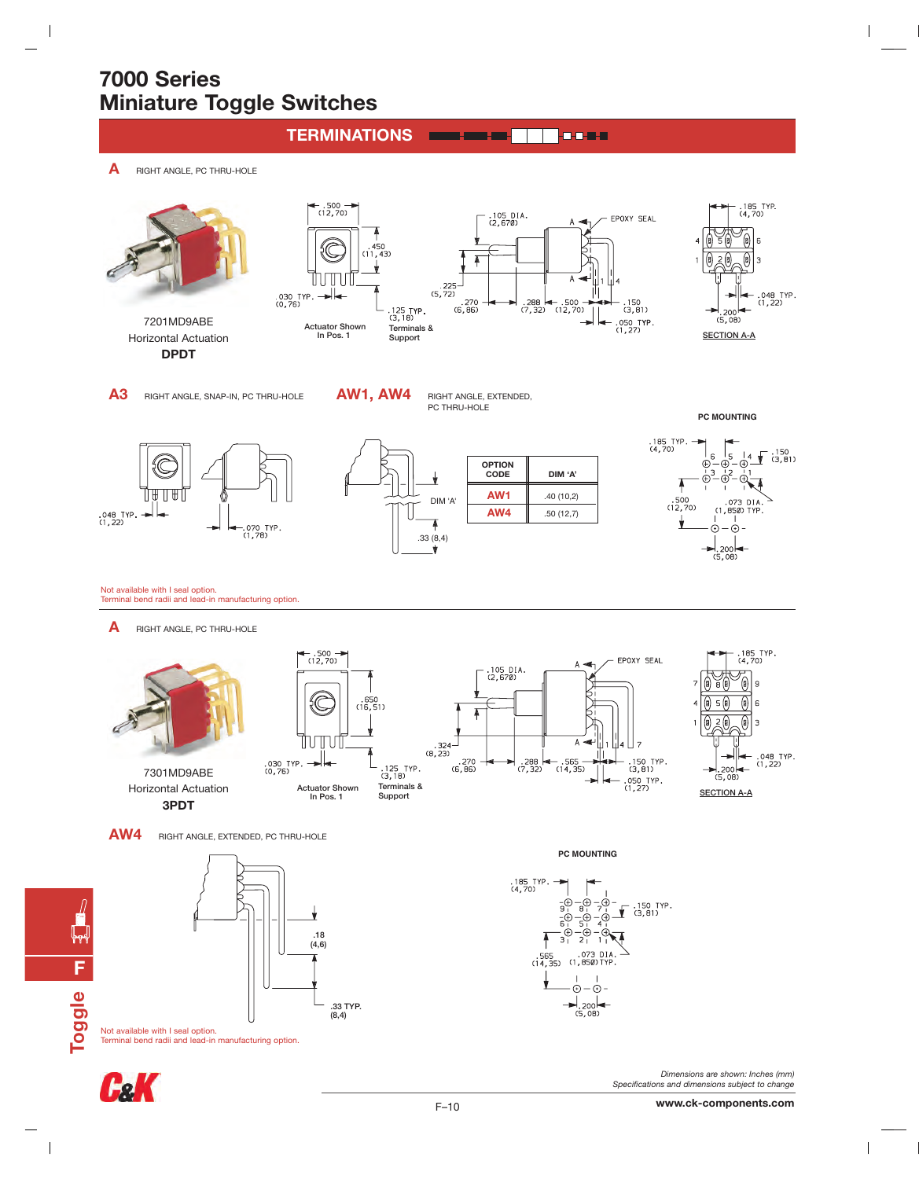# 7000 Series
# Miniature Toggle Switches

## TERMINATIONS

**A** RIGHT ANGLE, PC THRU-HOLE

7201MD9ABE
Horizontal Actuation
**DPDT**

.500 (12,70)
.450 (11,43)
.030 TYP. (0,76)
.125 TYP. (3,18)
Actuator Shown In Pos. 1
Terminals & Support

.105 DIA. (2,670)
A
EPOXY SEAL
.225 (5,72)
.270 (6,86)
.288 (7,32)
.500 (12,70)
.150 (3,81)
.050 TYP. (1,27)

.185 TYP. (4,70)
.048 TYP. (1,22)
.200 (5,08)
SECTION A-A

**A3** RIGHT ANGLE, SNAP-IN, PC THRU-HOLE

.048 TYP. (1,22)
.070 TYP. (1,78)

**AW1, AW4** RIGHT ANGLE, EXTENDED, PC THRU-HOLE

DIM 'A'
.33 (8,4)

| OPTION CODE | DIM 'A' |
|---|---|
| AW1 | .40 (10,2) |
| AW4 | .50 (12,7) |

PC MOUNTING

.185 TYP. (4,70)
.150 (3,81)
.500 (12,70)
.073 DIA. (1,850) TYP.
.200 (5,08)

Not available with I seal option.
Terminal bend radii and lead-in manufacturing option.

**A** RIGHT ANGLE, PC THRU-HOLE

7301MD9ABE
Horizontal Actuation
**3PDT**

.500 (12,70)
.650 (16,51)
.030 TYP. (0,76)
.125 TYP. (3,18)
Actuator Shown In Pos. 1
Terminals & Support

.105 DIA. (2,670)
EPOXY SEAL
.324 (8,23)
.270 (6,86)
.288 (7,32)
.565 (14,35)
.150 TYP. (3,81)
.050 TYP. (1,27)

.185 TYP. (4,70)
.048 TYP. (1,22)
.200 (5,08)
SECTION A-A

**AW4** RIGHT ANGLE, EXTENDED, PC THRU-HOLE

.18 (4,6)
.33 TYP. (8,4)

PC MOUNTING

.185 TYP. (4,70)
.150 TYP. (3,81)
.565 (14,35)
.073 DIA. (1,850) TYP.
.200 (5,08)

Not available with I seal option.
Terminal bend radii and lead-in manufacturing option.

*Dimensions are shown: Inches (mm)*
*Specifications and dimensions subject to change*

www.ck-components.com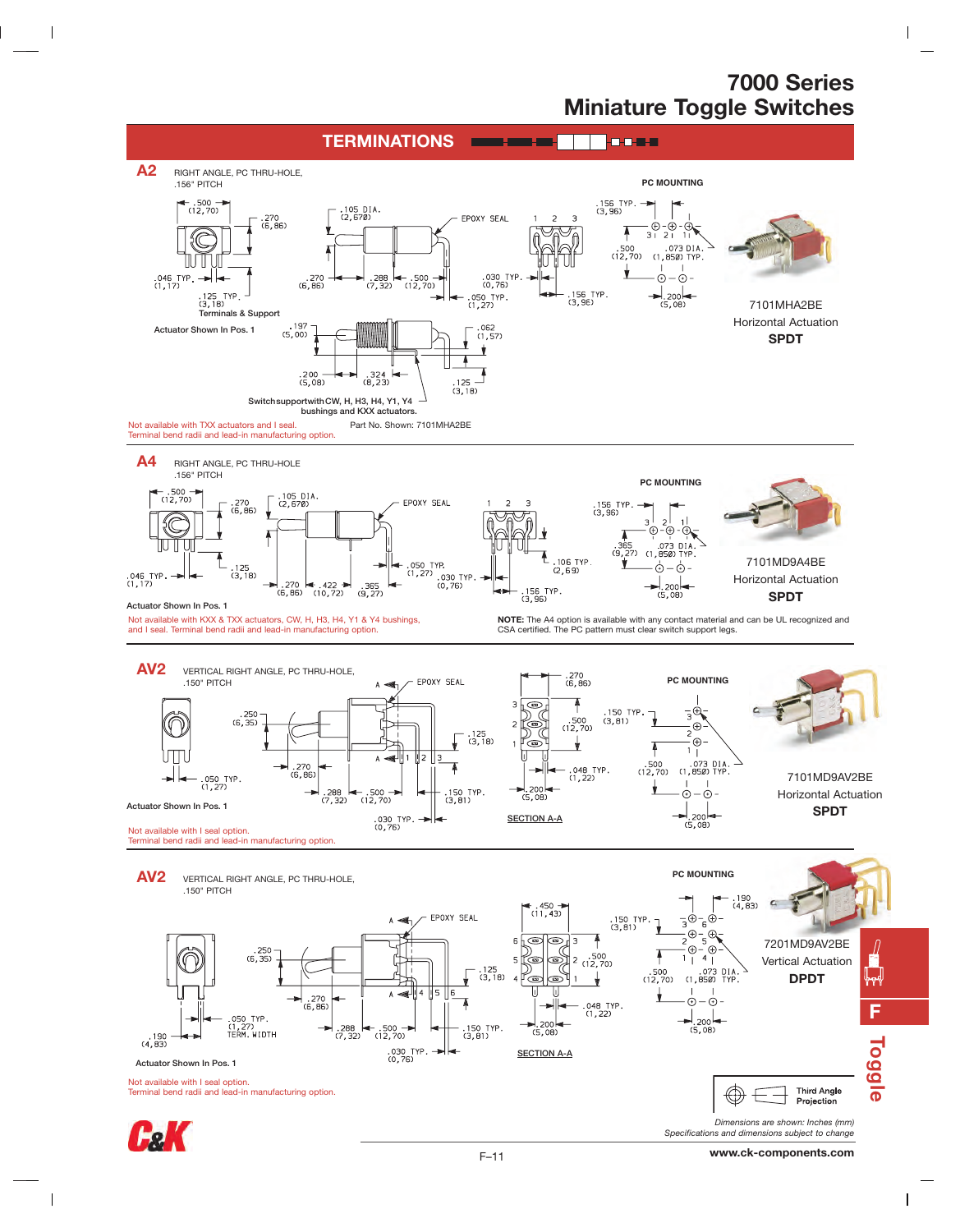# 7000 Series
# Miniature Toggle Switches

## TERMINATIONS

### A2

RIGHT ANGLE, PC THRU-HOLE,
.156" PITCH

PC MOUNTING

Terminals & Support

Actuator Shown In Pos. 1

Switch support with CW, H, H3, H4, Y1, Y4 bushings and KXX actuators.

7101MHA2BE
Horizontal Actuation
**SPDT**

Not available with TXX actuators and I seal.
Terminal bend radii and lead-in manufacturing option.

Part No. Shown: 7101MHA2BE

### A4

RIGHT ANGLE, PC THRU-HOLE
.156" PITCH

PC MOUNTING

Actuator Shown In Pos. 1

7101MD9A4BE
Horizontal Actuation
**SPDT**

Not available with KXX & TXX actuators, CW, H, H3, H4, Y1 & Y4 bushings, and I seal. Terminal bend radii and lead-in manufacturing option.

**NOTE:** The A4 option is available with any contact material and can be UL recognized and CSA certified. The PC pattern must clear switch support legs.

### AV2

VERTICAL RIGHT ANGLE, PC THRU-HOLE,
.150" PITCH

PC MOUNTING

Actuator Shown In Pos. 1

SECTION A-A

7101MD9AV2BE
Horizontal Actuation
**SPDT**

Not available with I seal option.
Terminal bend radii and lead-in manufacturing option.

### AV2

VERTICAL RIGHT ANGLE, PC THRU-HOLE,
.150" PITCH

PC MOUNTING

Actuator Shown In Pos. 1

SECTION A-A

7201MD9AV2BE
Vertical Actuation
**DPDT**

Not available with I seal option.
Terminal bend radii and lead-in manufacturing option.

Third Angle Projection

*Dimensions are shown: Inches (mm)*
*Specifications and dimensions subject to change*

www.ck-components.com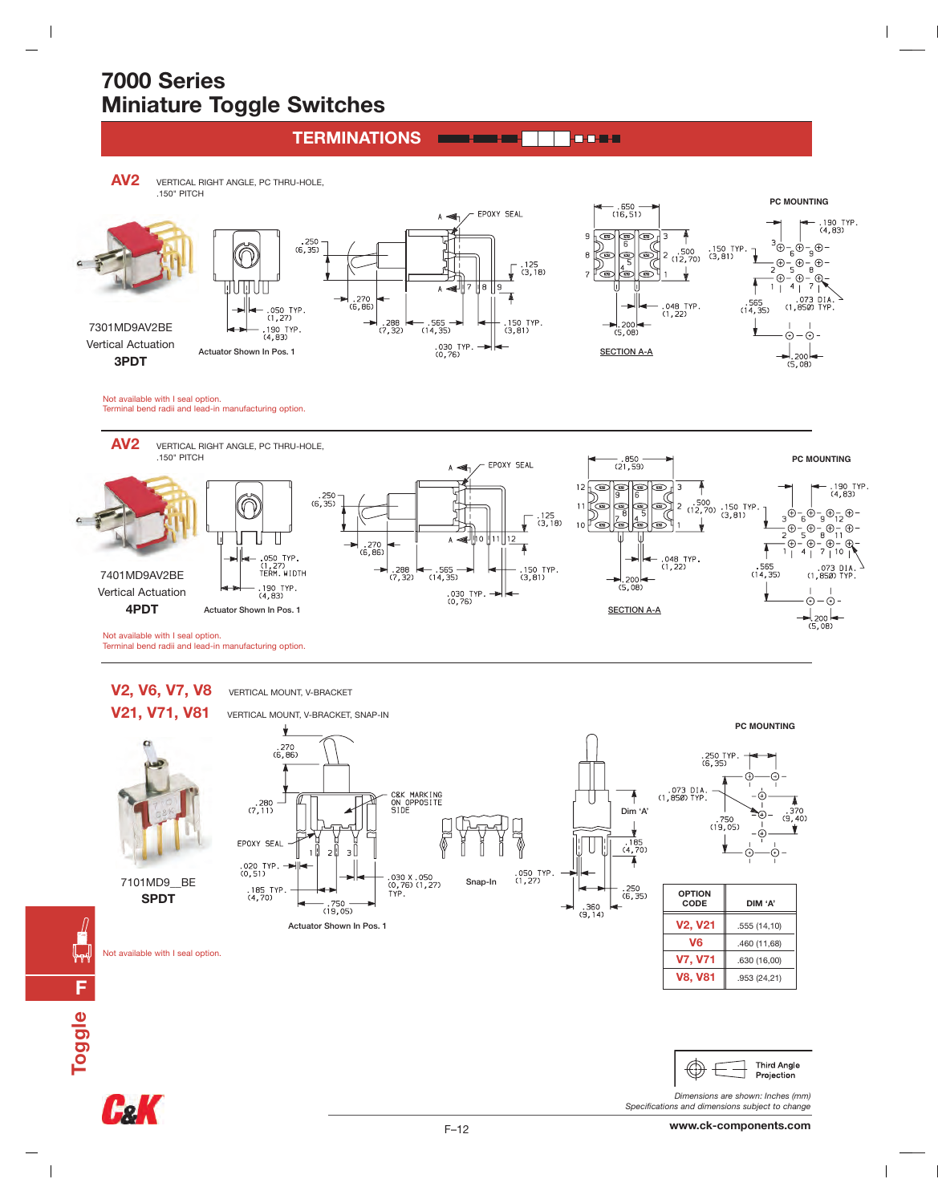# 7000 Series
# Miniature Toggle Switches

## TERMINATIONS

### AV2
VERTICAL RIGHT ANGLE, PC THRU-HOLE, .150" PITCH

7301MD9AV2BE
Vertical Actuation
**3PDT**

Actuator Shown In Pos. 1

SECTION A-A

PC MOUNTING

Not available with I seal option.
Terminal bend radii and lead-in manufacturing option.

### AV2
VERTICAL RIGHT ANGLE, PC THRU-HOLE, .150" PITCH

7401MD9AV2BE
Vertical Actuation
**4PDT**

Actuator Shown In Pos. 1

SECTION A-A

PC MOUNTING

Not available with I seal option.
Terminal bend radii and lead-in manufacturing option.

### V2, V6, V7, V8
VERTICAL MOUNT, V-BRACKET

### V21, V71, V81
VERTICAL MOUNT, V-BRACKET, SNAP-IN

7101MD9__BE
**SPDT**

Actuator Shown In Pos. 1

Snap-In

PC MOUNTING

| OPTION CODE | DIM 'A' |
|---|---|
| V2, V21 | .555 (14,10) |
| V6 | .460 (11,68) |
| V7, V71 | .630 (16,00) |
| V8, V81 | .953 (24,21) |

Not available with I seal option.

Third Angle Projection

*Dimensions are shown: Inches (mm)*
*Specifications and dimensions subject to change*

www.ck-components.com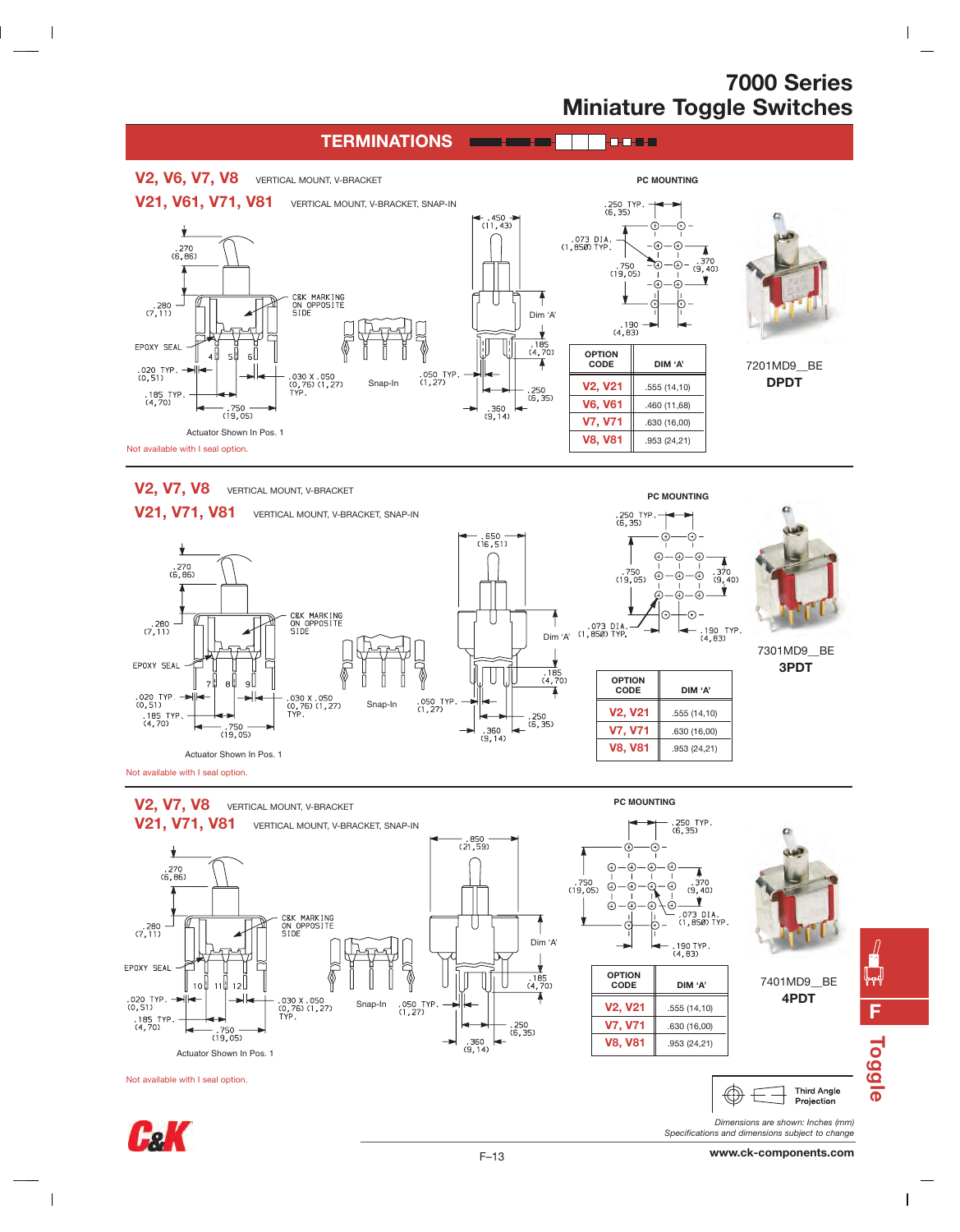# 7000 Series
## Miniature Toggle Switches

## TERMINATIONS

### V2, V6, V7, V8 VERTICAL MOUNT, V-BRACKET
### V21, V61, V71, V81 VERTICAL MOUNT, V-BRACKET, SNAP-IN

PC MOUNTING

.270 (6,86)
.280 (7,11)
C&K MARKING ON OPPOSITE SIDE
EPOXY SEAL
.020 TYP. (0,51)
.185 TYP. (4,70)
.750 (19,05)
.030 X .050 (0,76) (1,27) TYP.
Snap-In
.050 TYP. (1,27)
.450 (11,43)
Dim 'A'
.185 (4,70)
.250 (6,35)
.360 (9,14)
.250 TYP. (6,35)
.073 DIA. (1,85Ø) TYP.
.750 (19,05)
.370 (9,40)
.190 (4,83)

Actuator Shown In Pos. 1

Not available with I seal option.

| OPTION CODE | DIM 'A' |
| --- | --- |
| V2, V21 | .555 (14,10) |
| V6, V61 | .460 (11,68) |
| V7, V71 | .630 (16,00) |
| V8, V81 | .953 (24,21) |

7201MD9__BE
**DPDT**

### V2, V7, V8 VERTICAL MOUNT, V-BRACKET
### V21, V71, V81 VERTICAL MOUNT, V-BRACKET, SNAP-IN

PC MOUNTING

.270 (6,86)
.280 (7,11)
C&K MARKING ON OPPOSITE SIDE
EPOXY SEAL
.020 TYP. (0,51)
.185 TYP. (4,70)
.750 (19,05)
.030 X .050 (0,76) (1,27) TYP.
Snap-In
.050 TYP. (1,27)
.650 (16,51)
Dim 'A'
.185 (4,70)
.250 (6,35)
.360 (9,14)
.250 TYP. (6,35)
.750 (19,05)
.370 (9,40)
.073 DIA. (1,85Ø) TYP.
.190 TYP. (4,83)

Actuator Shown In Pos. 1

Not available with I seal option.

| OPTION CODE | DIM 'A' |
| --- | --- |
| V2, V21 | .555 (14,10) |
| V7, V71 | .630 (16,00) |
| V8, V81 | .953 (24,21) |

7301MD9__BE
**3PDT**

### V2, V7, V8 VERTICAL MOUNT, V-BRACKET
### V21, V71, V81 VERTICAL MOUNT, V-BRACKET, SNAP-IN

PC MOUNTING

.270 (6,86)
.280 (7,11)
C&K MARKING ON OPPOSITE SIDE
EPOXY SEAL
.020 TYP. (0,51)
.185 TYP. (4,70)
.750 (19,05)
.030 X .050 (0,76) (1,27) TYP.
Snap-In
.050 TYP. (1,27)
.850 (21,59)
Dim 'A'
.185 (4,70)
.250 (6,35)
.360 (9,14)
.250 TYP. (6,35)
.750 (19,05)
.370 (9,40)
.073 DIA. (1,85Ø) TYP.
.190 TYP. (4,83)

Actuator Shown In Pos. 1

Not available with I seal option.

| OPTION CODE | DIM 'A' |
| --- | --- |
| V2, V21 | .555 (14,10) |
| V7, V71 | .630 (16,00) |
| V8, V81 | .953 (24,21) |

7401MD9__BE
**4PDT**

Third Angle Projection

F Toggle

*Dimensions are shown: Inches (mm)*
*Specifications and dimensions subject to change*

www.ck-components.com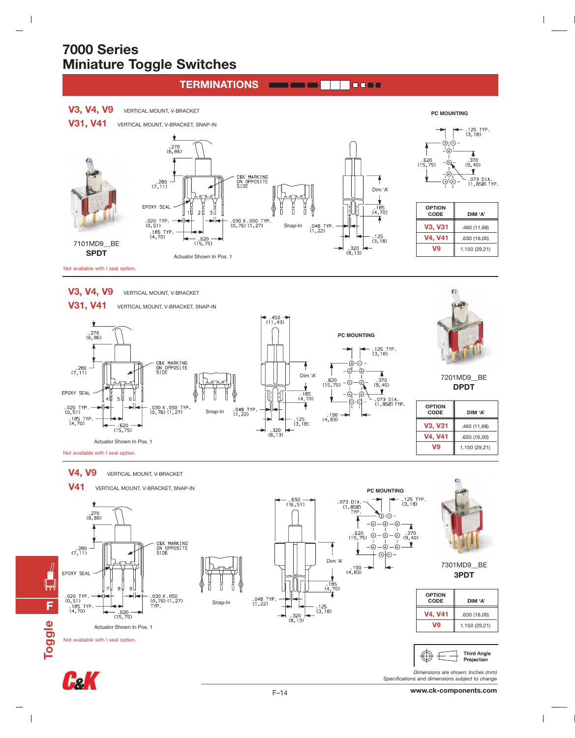# 7000 Series
# Miniature Toggle Switches

## TERMINATIONS

### V3, V4, V9 — VERTICAL MOUNT, V-BRACKET
### V31, V41 — VERTICAL MOUNT, V-BRACKET, SNAP-IN

7101MD9__BE
**SPDT**

Actuator Shown In Pos. 1

Not available with I seal option.

PC MOUNTING

| OPTION CODE | DIM 'A' |
|---|---|
| V3, V31 | .460 (11,68) |
| V4, V41 | .630 (16,00) |
| V9 | 1.150 (29,21) |

### V3, V4, V9 — VERTICAL MOUNT, V-BRACKET
### V31, V41 — VERTICAL MOUNT, V-BRACKET, SNAP-IN

7201MD9__BE
**DPDT**

Actuator Shown In Pos. 1

Not available with I seal option.

PC MOUNTING

| OPTION CODE | DIM 'A' |
|---|---|
| V3, V31 | .460 (11,68) |
| V4, V41 | .630 (16,00) |
| V9 | 1.150 (29,21) |

### V4, V9 — VERTICAL MOUNT, V-BRACKET
### V41 — VERTICAL MOUNT, V-BRACKET, SNAP-IN

7301MD9__BE
**3PDT**

Actuator Shown In Pos. 1

Not available with I seal option.

PC MOUNTING

| OPTION CODE | DIM 'A' |
|---|---|
| V4, V41 | .630 (16,00) |
| V9 | 1.150 (29,21) |

Third Angle Projection

*Dimensions are shown: Inches (mm)*
*Specifications and dimensions subject to change*

www.ck-components.com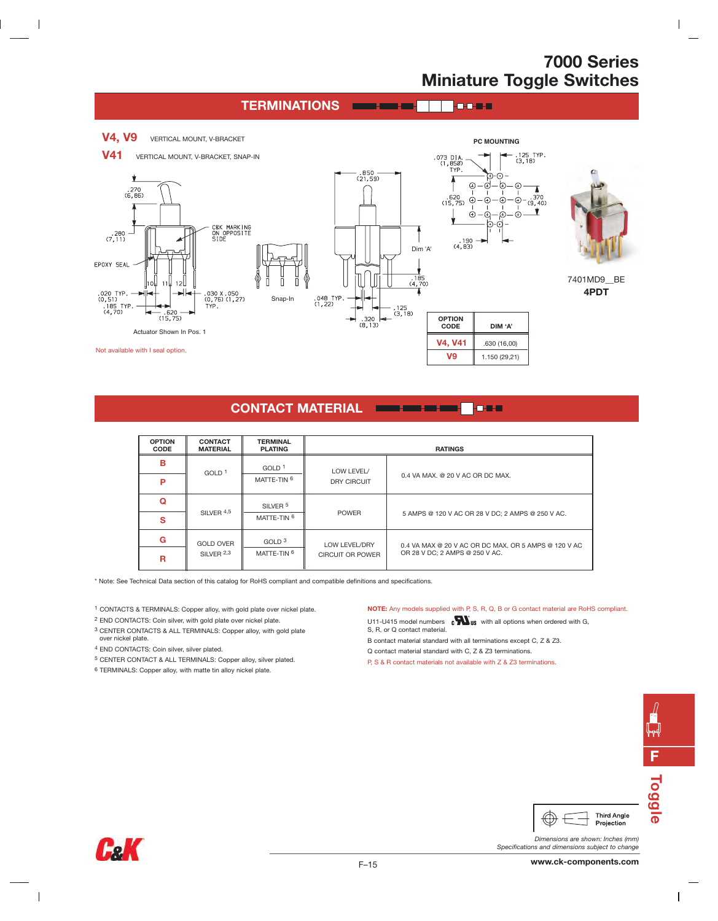# 7000 Series
# Miniature Toggle Switches

## TERMINATIONS

**V4, V9** VERTICAL MOUNT, V-BRACKET

**V41** VERTICAL MOUNT, V-BRACKET, SNAP-IN

.270 (6,86)

.280 (7,11)

C&K MARKING ON OPPOSITE SIDE

EPOXY SEAL

10 11 12

.020 TYP. (0,51)

.185 TYP. (4,70)

.620 (15,75)

.030 X .050 (0,76) (1,27) TYP.

Snap-In

.850 (21,59)

Dim 'A'

.185 (4,70)

.048 TYP. (1,22)

.125 (3,18)

.320 (8,13)

Actuator Shown In Pos. 1

Not available with I seal option.

PC MOUNTING

.073 DIA. (1,850) TYP.

.125 TYP. (3,18)

.620 (15,75)

.370 (9,40)

.190 (4,83)

| OPTION CODE | DIM 'A' |
|---|---|
| V4, V41 | .630 (16,00) |
| V9 | 1.150 (29,21) |

7401MD9__BE

**4PDT**

## CONTACT MATERIAL

| OPTION CODE | CONTACT MATERIAL | TERMINAL PLATING | RATINGS | |
|---|---|---|---|---|
| B | GOLD [1] | GOLD [1] | LOW LEVEL/ DRY CIRCUIT | 0.4 VA MAX. @ 20 V AC OR DC MAX. |
| P | | MATTE-TIN [6] | | |
| Q | SILVER [4,5] | SILVER [5] | POWER | 5 AMPS @ 120 V AC OR 28 V DC; 2 AMPS @ 250 V AC. |
| S | | MATTE-TIN [6] | | |
| G | GOLD OVER SILVER [2,3] | GOLD [3] | LOW LEVEL/DRY CIRCUIT OR POWER | 0.4 VA MAX @ 20 V AC OR DC MAX. OR 5 AMPS @ 120 V AC OR 28 V DC; 2 AMPS @ 250 V AC. |
| R | | MATTE-TIN [6] | | |

* Note: See Technical Data section of this catalog for RoHS compliant and compatible definitions and specifications.

[1] CONTACTS & TERMINALS: Copper alloy, with gold plate over nickel plate.
[2] END CONTACTS: Coin silver, with gold plate over nickel plate.
[3] CENTER CONTACTS & ALL TERMINALS: Copper alloy, with gold plate over nickel plate.
[4] END CONTACTS: Coin silver, silver plated.
[5] CENTER CONTACT & ALL TERMINALS: Copper alloy, silver plated.
[6] TERMINALS: Copper alloy, with matte tin alloy nickel plate.

**NOTE:** Any models supplied with P, S, R, Q, B or G contact material are RoHS compliant.

U11-U415 model numbers cULus with all options when ordered with G, S, R, or Q contact material.

B contact material standard with all terminations except C, Z & Z3.

Q contact material standard with C, Z & Z3 terminations.

P, S & R contact materials not available with Z & Z3 terminations.

Third Angle Projection

*Dimensions are shown: Inches (mm)*
*Specifications and dimensions subject to change*

**www.ck-components.com**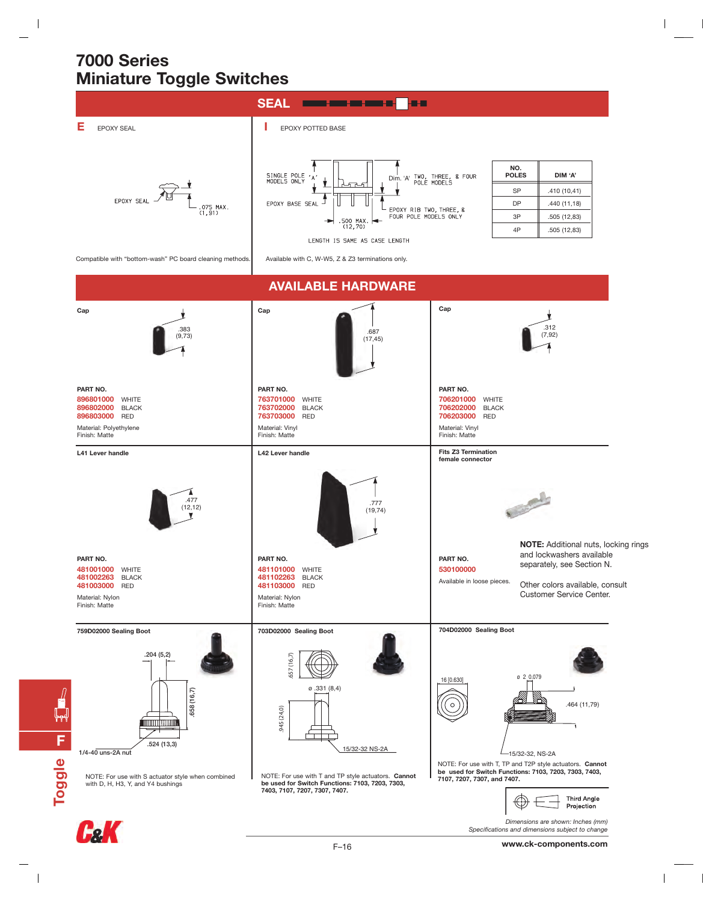# 7000 Series
# Miniature Toggle Switches

## SEAL

**E** EPOXY SEAL

EPOXY SEAL

.075 MAX.
(1,91)

Compatible with "bottom-wash" PC board cleaning methods.

**I** EPOXY POTTED BASE

SINGLE POLE MODELS ONLY 'A'

Dim. 'A' TWO, THREE, & FOUR POLE MODELS

EPOXY BASE SEAL

EPOXY RIB TWO, THREE, & FOUR POLE MODELS ONLY

.500 MAX.
(12,70)

LENGTH IS SAME AS CASE LENGTH

| NO. POLES | DIM 'A' |
|---|---|
| SP | .410 (10,41) |
| DP | .440 (11,18) |
| 3P | .505 (12,83) |
| 4P | .505 (12,83) |

Available with C, W-W5, Z & Z3 terminations only.

## AVAILABLE HARDWARE

**Cap**

.383
(9,73)

**PART NO.**
896801000 WHITE
896802000 BLACK
896803000 RED

Material: Polyethylene
Finish: Matte

**Cap**

.687
(17,45)

**PART NO.**
763701000 WHITE
763702000 BLACK
763703000 RED

Material: Vinyl
Finish: Matte

**Cap**

.312
(7,92)

**PART NO.**
706201000 WHITE
706202000 BLACK
706203000 RED

Material: Vinyl
Finish: Matte

**L41 Lever handle**

.477
(12,12)

**PART NO.**
481001000 WHITE
481002263 BLACK
481003000 RED

Material: Nylon
Finish: Matte

**L42 Lever handle**

.777
(19,74)

**PART NO.**
481101000 WHITE
481102263 BLACK
481103000 RED

Material: Nylon
Finish: Matte

**Fits Z3 Termination female connector**

**PART NO.**
530100000

Available in loose pieces.

**NOTE:** Additional nuts, locking rings and lockwashers available separately, see Section N.

Other colors available, consult Customer Service Center.

**759D02000 Sealing Boot**

.204 (5,2)

.658 (16,7)

.524 (13,3)

1/4-40 uns-2A nut

NOTE: For use with S actuator style when combined with D, H, H3, Y, and Y4 bushings

**703D02000 Sealing Boot**

.657 (16,7)

ø .331 (8,4)

.945 (24,0)

15/32-32 NS-2A

NOTE: For use with T and TP style actuators. **Cannot be used for Switch Functions: 7103, 7203, 7303, 7403, 7107, 7207, 7307, 7407.**

**704D02000 Sealing Boot**

16 [0.630]

ø 2 0.079

.464 (11,79)

15/32-32, NS-2A

NOTE: For use with T, TP and T2P style actuators. **Cannot be used for Switch Functions: 7103, 7203, 7303, 7403, 7107, 7207, 7307, and 7407.**

Third Angle Projection

*Dimensions are shown: Inches (mm)*
*Specifications and dimensions subject to change*